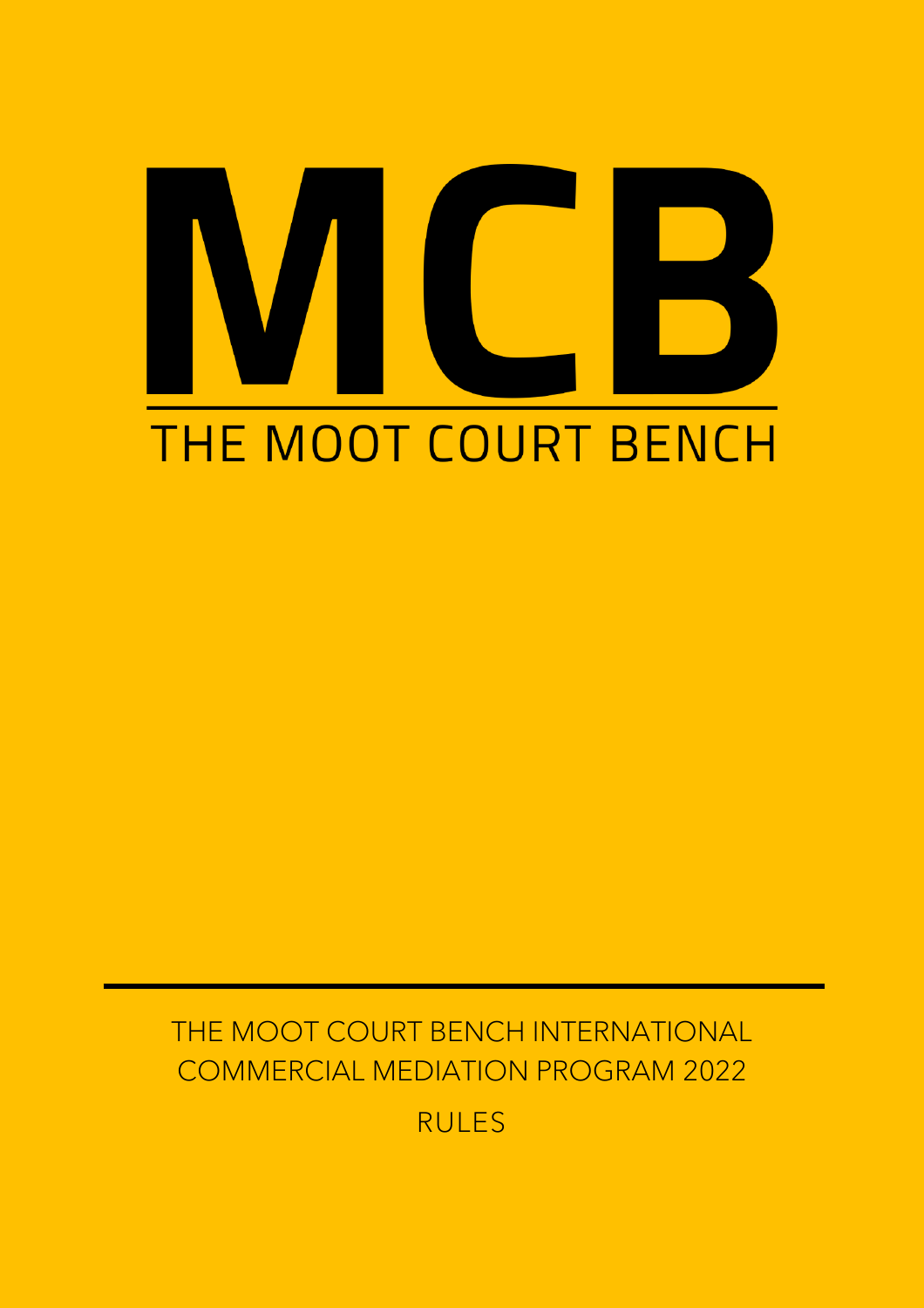# MCB

## THE MOOT COURT BENCH

THE MOOT COURT BENCH INTERNATIONAL COMMERCIAL MEDIATION PROGRAM 2022

RULES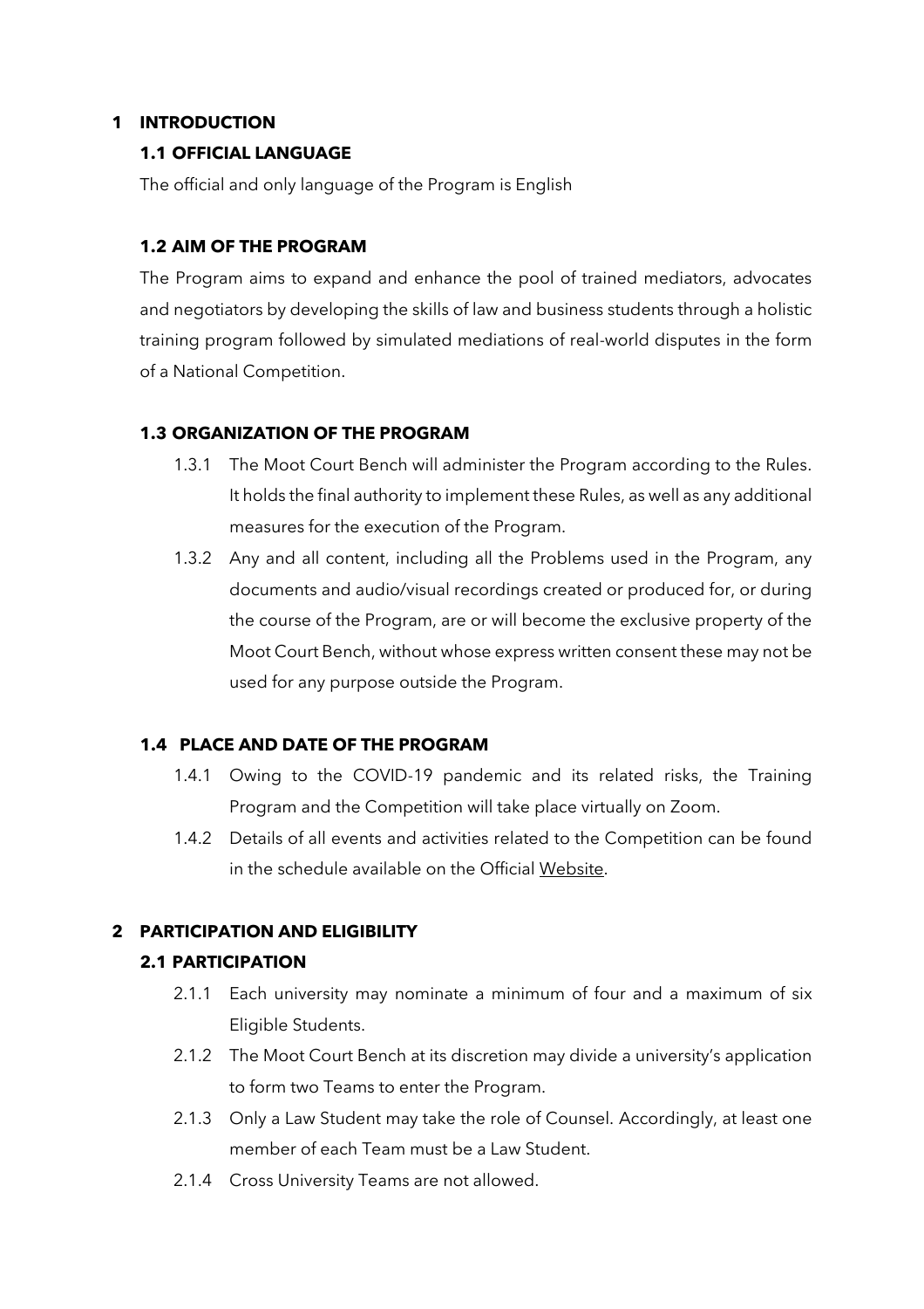# 1 INTRODUCTION

## 1.1 OFFICIAL LANGUAGE

The official and only language of the Program is English

## 1.2 AIM OF THE PROGRAM

The Program aims to expand and enhance the pool of trained mediators, advocates and negotiators by developing the skills of law and business students through a holistic training program followed by simulated mediations of real-world disputes in the form of a National Competition.

## 1.3 ORGANIZATION OF THE PROGRAM

1.3.1 The Moot Court Bench will administer the Program according to the Rules. It holds the final authority to implement these Rules, as well as any additional measures for the execution of the Program.

1.3.2 Any and all content, including all the Problems used in the Program, any documents and audio/visual recordings created or produced for, or during the course of the Program, are or will become the exclusive property of the Moot Court Bench, without whose express written consent these may not be used for any purpose outside the Program.

## 1.4 PLACE AND DATE OF THE PROGRAM

1.4.1 Owing to the COVID-19 pandemic and its related risks, the Training Program and the Competition will take place virtually on Zoom.

1.4.2 Details of all events and activities related to the Competition can be found in the schedule available on the Official Website.

# 2 PARTICIPATION AND ELIGIBILITY

## 2.1 PARTICIPATION

2.1.1 Each university may nominate a minimum of four and a maximum of six Eligible Students.

2.1.2 The Moot Court Bench at its discretion may divide a university's application to form two Teams to enter the Program.

2.1.3 Only a Law Student may take the role of Counsel. Accordingly, at least one member of each Team must be a Law Student.

2.1.4 Cross University Teams are not allowed.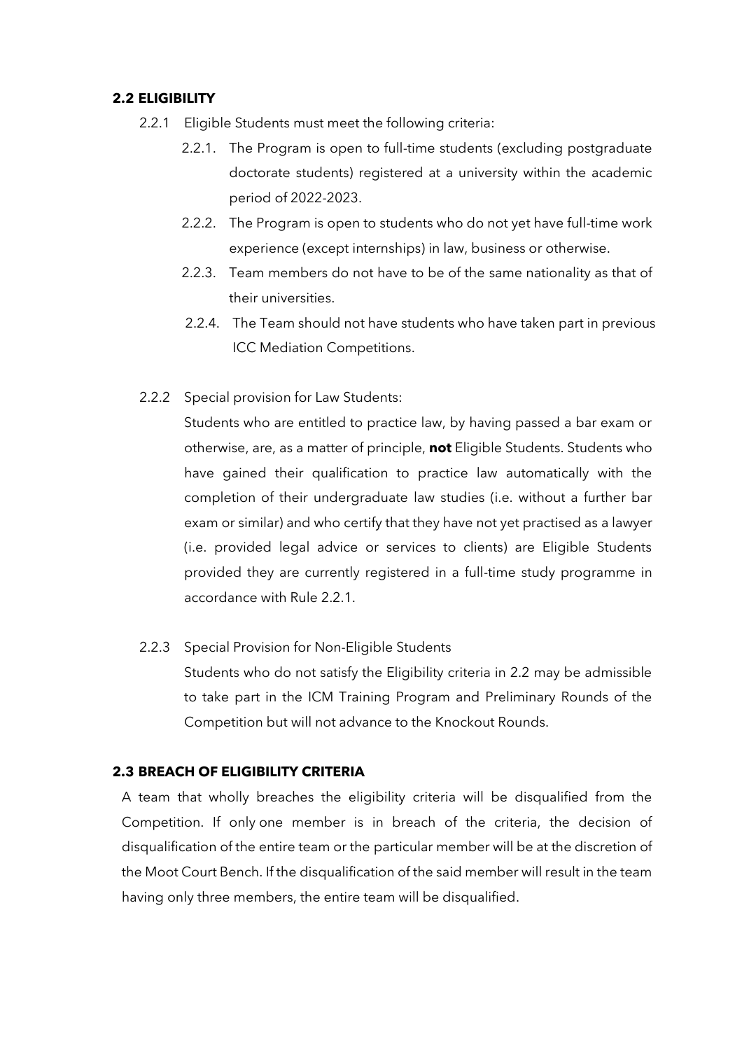### 2.2 ELIGIBILITY

2.2.1 Eligible Students must meet the following criteria:

2.2.1. The Program is open to full-time students (excluding postgraduate doctorate students) registered at a university within the academic period of 2022-2023.

2.2.2. The Program is open to students who do not yet have full-time work experience (except internships) in law, business or otherwise.

2.2.3. Team members do not have to be of the same nationality as that of their universities.

2.2.4. The Team should not have students who have taken part in previous ICC Mediation Competitions.

2.2.2 Special provision for Law Students:

Students who are entitled to practice law, by having passed a bar exam or otherwise, are, as a matter of principle, **not** Eligible Students. Students who have gained their qualification to practice law automatically with the completion of their undergraduate law studies (i.e. without a further bar exam or similar) and who certify that they have not yet practised as a lawyer (i.e. provided legal advice or services to clients) are Eligible Students provided they are currently registered in a full-time study programme in accordance with Rule 2.2.1.

2.2.3 Special Provision for Non-Eligible Students

Students who do not satisfy the Eligibility criteria in 2.2 may be admissible to take part in the ICM Training Program and Preliminary Rounds of the Competition but will not advance to the Knockout Rounds.

### 2.3 BREACH OF ELIGIBILITY CRITERIA

A team that wholly breaches the eligibility criteria will be disqualified from the Competition. If only one member is in breach of the criteria, the decision of disqualification of the entire team or the particular member will be at the discretion of the Moot Court Bench. If the disqualification of the said member will result in the team having only three members, the entire team will be disqualified.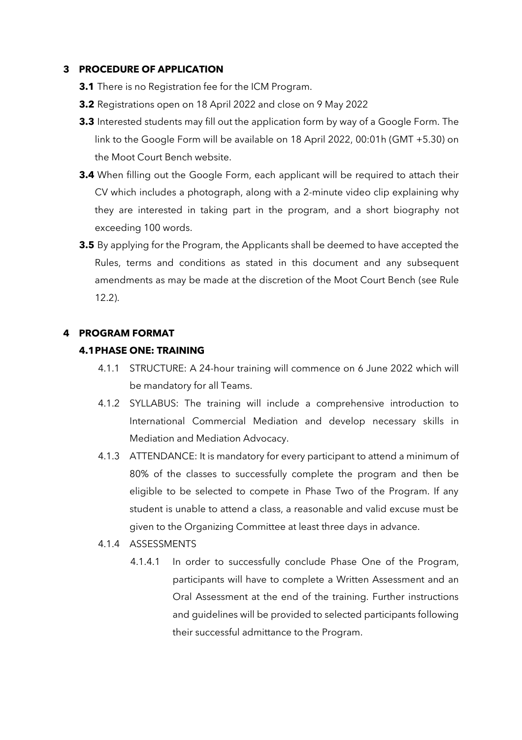## 3 PROCEDURE OF APPLICATION

**3.1** There is no Registration fee for the ICM Program.

**3.2** Registrations open on 18 April 2022 and close on 9 May 2022

**3.3** Interested students may fill out the application form by way of a Google Form. The link to the Google Form will be available on 18 April 2022, 00:01h (GMT +5.30) on the Moot Court Bench website.

**3.4** When filling out the Google Form, each applicant will be required to attach their CV which includes a photograph, along with a 2-minute video clip explaining why they are interested in taking part in the program, and a short biography not exceeding 100 words.

**3.5** By applying for the Program, the Applicants shall be deemed to have accepted the Rules, terms and conditions as stated in this document and any subsequent amendments as may be made at the discretion of the Moot Court Bench (see Rule 12.2).

## 4 PROGRAM FORMAT

### 4.1 PHASE ONE: TRAINING

4.1.1 STRUCTURE: A 24-hour training will commence on 6 June 2022 which will be mandatory for all Teams.

4.1.2 SYLLABUS: The training will include a comprehensive introduction to International Commercial Mediation and develop necessary skills in Mediation and Mediation Advocacy.

4.1.3 ATTENDANCE: It is mandatory for every participant to attend a minimum of 80% of the classes to successfully complete the program and then be eligible to be selected to compete in Phase Two of the Program. If any student is unable to attend a class, a reasonable and valid excuse must be given to the Organizing Committee at least three days in advance.

4.1.4 ASSESSMENTS

4.1.4.1 In order to successfully conclude Phase One of the Program, participants will have to complete a Written Assessment and an Oral Assessment at the end of the training. Further instructions and guidelines will be provided to selected participants following their successful admittance to the Program.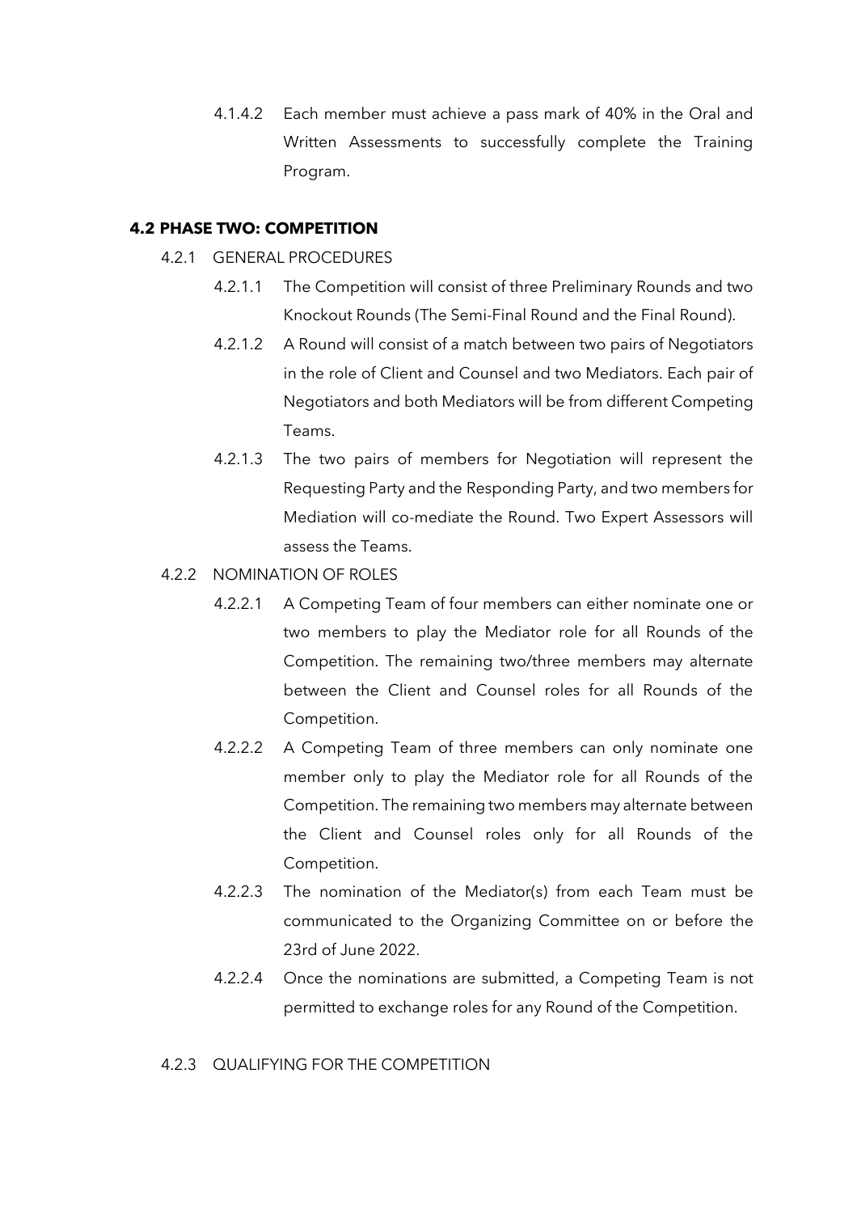4.1.4.2 Each member must achieve a pass mark of 40% in the Oral and Written Assessments to successfully complete the Training Program.

**4.2 PHASE TWO: COMPETITION**

4.2.1 GENERAL PROCEDURES

4.2.1.1 The Competition will consist of three Preliminary Rounds and two Knockout Rounds (The Semi-Final Round and the Final Round).

4.2.1.2 A Round will consist of a match between two pairs of Negotiators in the role of Client and Counsel and two Mediators. Each pair of Negotiators and both Mediators will be from different Competing Teams.

4.2.1.3 The two pairs of members for Negotiation will represent the Requesting Party and the Responding Party, and two members for Mediation will co-mediate the Round. Two Expert Assessors will assess the Teams.

4.2.2 NOMINATION OF ROLES

4.2.2.1 A Competing Team of four members can either nominate one or two members to play the Mediator role for all Rounds of the Competition. The remaining two/three members may alternate between the Client and Counsel roles for all Rounds of the Competition.

4.2.2.2 A Competing Team of three members can only nominate one member only to play the Mediator role for all Rounds of the Competition. The remaining two members may alternate between the Client and Counsel roles only for all Rounds of the Competition.

4.2.2.3 The nomination of the Mediator(s) from each Team must be communicated to the Organizing Committee on or before the 23rd of June 2022.

4.2.2.4 Once the nominations are submitted, a Competing Team is not permitted to exchange roles for any Round of the Competition.

4.2.3 QUALIFYING FOR THE COMPETITION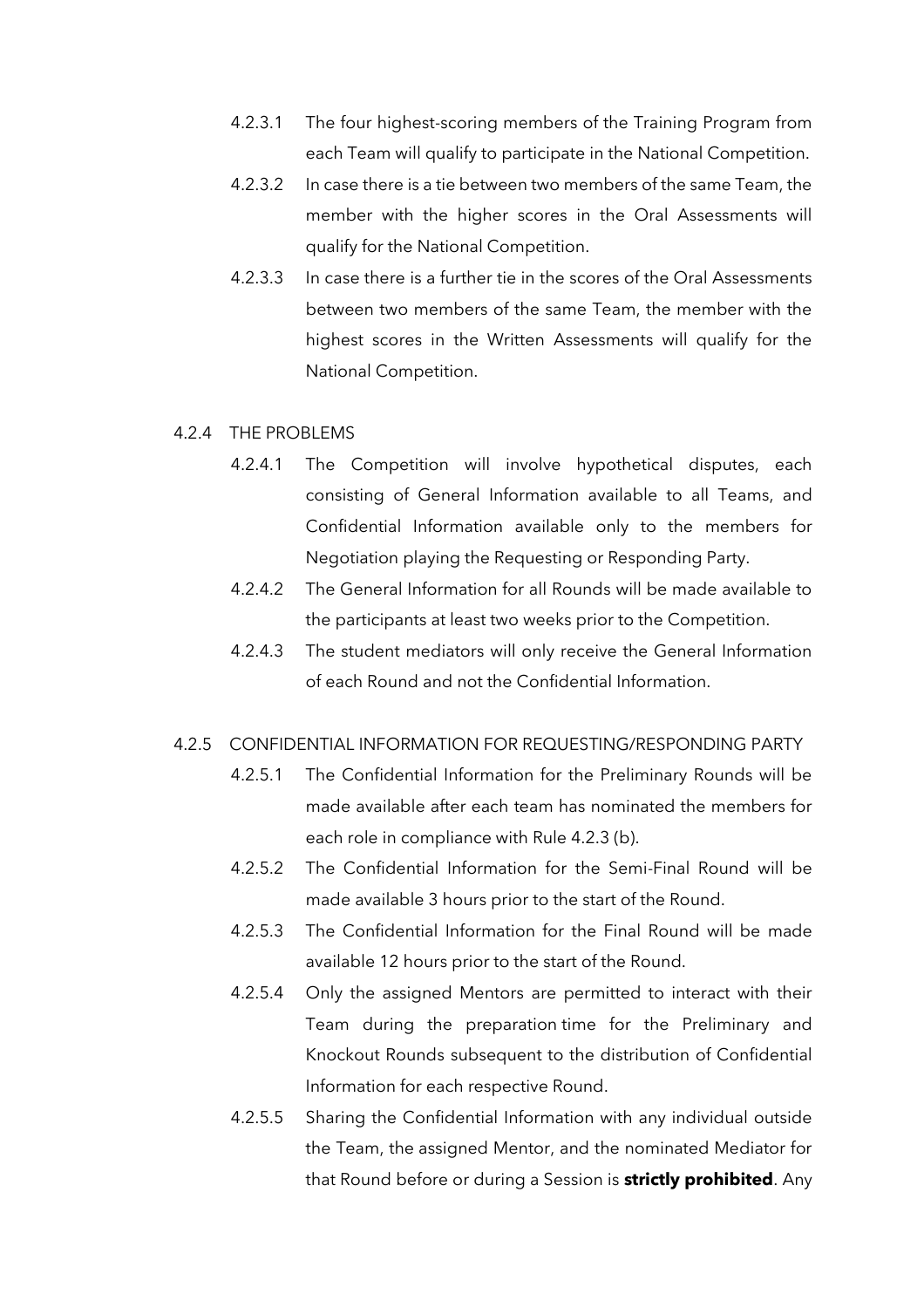4.2.3.1 The four highest-scoring members of the Training Program from each Team will qualify to participate in the National Competition.

4.2.3.2 In case there is a tie between two members of the same Team, the member with the higher scores in the Oral Assessments will qualify for the National Competition.

4.2.3.3 In case there is a further tie in the scores of the Oral Assessments between two members of the same Team, the member with the highest scores in the Written Assessments will qualify for the National Competition.

4.2.4 THE PROBLEMS

4.2.4.1 The Competition will involve hypothetical disputes, each consisting of General Information available to all Teams, and Confidential Information available only to the members for Negotiation playing the Requesting or Responding Party.

4.2.4.2 The General Information for all Rounds will be made available to the participants at least two weeks prior to the Competition.

4.2.4.3 The student mediators will only receive the General Information of each Round and not the Confidential Information.

4.2.5 CONFIDENTIAL INFORMATION FOR REQUESTING/RESPONDING PARTY

4.2.5.1 The Confidential Information for the Preliminary Rounds will be made available after each team has nominated the members for each role in compliance with Rule 4.2.3 (b).

4.2.5.2 The Confidential Information for the Semi-Final Round will be made available 3 hours prior to the start of the Round.

4.2.5.3 The Confidential Information for the Final Round will be made available 12 hours prior to the start of the Round.

4.2.5.4 Only the assigned Mentors are permitted to interact with their Team during the preparation time for the Preliminary and Knockout Rounds subsequent to the distribution of Confidential Information for each respective Round.

4.2.5.5 Sharing the Confidential Information with any individual outside the Team, the assigned Mentor, and the nominated Mediator for that Round before or during a Session is **strictly prohibited**. Any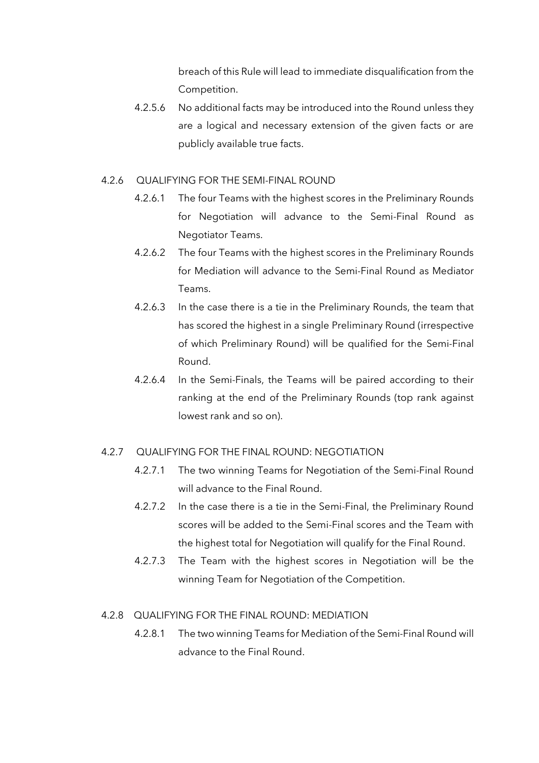breach of this Rule will lead to immediate disqualification from the Competition.

4.2.5.6 No additional facts may be introduced into the Round unless they are a logical and necessary extension of the given facts or are publicly available true facts.

### 4.2.6 QUALIFYING FOR THE SEMI-FINAL ROUND

4.2.6.1 The four Teams with the highest scores in the Preliminary Rounds for Negotiation will advance to the Semi-Final Round as Negotiator Teams.

4.2.6.2 The four Teams with the highest scores in the Preliminary Rounds for Mediation will advance to the Semi-Final Round as Mediator Teams.

4.2.6.3 In the case there is a tie in the Preliminary Rounds, the team that has scored the highest in a single Preliminary Round (irrespective of which Preliminary Round) will be qualified for the Semi-Final Round.

4.2.6.4 In the Semi-Finals, the Teams will be paired according to their ranking at the end of the Preliminary Rounds (top rank against lowest rank and so on).

### 4.2.7 QUALIFYING FOR THE FINAL ROUND: NEGOTIATION

4.2.7.1 The two winning Teams for Negotiation of the Semi-Final Round will advance to the Final Round.

4.2.7.2 In the case there is a tie in the Semi-Final, the Preliminary Round scores will be added to the Semi-Final scores and the Team with the highest total for Negotiation will qualify for the Final Round.

4.2.7.3 The Team with the highest scores in Negotiation will be the winning Team for Negotiation of the Competition.

### 4.2.8 QUALIFYING FOR THE FINAL ROUND: MEDIATION

4.2.8.1 The two winning Teams for Mediation of the Semi-Final Round will advance to the Final Round.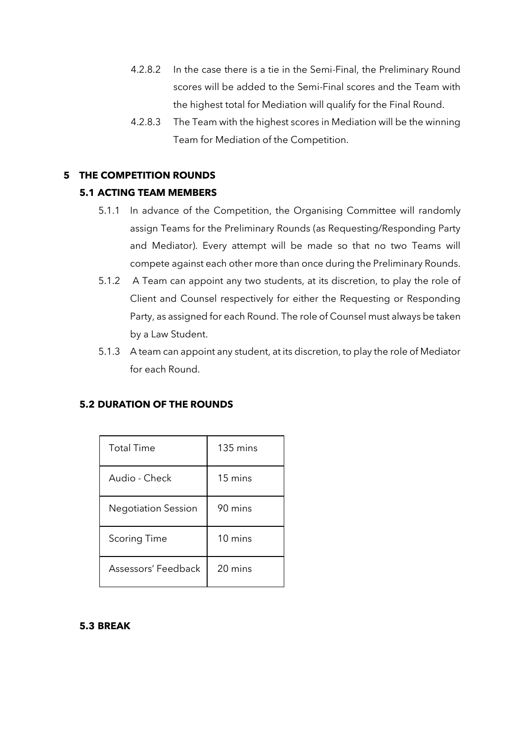4.2.8.2 In the case there is a tie in the Semi-Final, the Preliminary Round scores will be added to the Semi-Final scores and the Team with the highest total for Mediation will qualify for the Final Round.

4.2.8.3 The Team with the highest scores in Mediation will be the winning Team for Mediation of the Competition.

# 5 THE COMPETITION ROUNDS

## 5.1 ACTING TEAM MEMBERS

5.1.1 In advance of the Competition, the Organising Committee will randomly assign Teams for the Preliminary Rounds (as Requesting/Responding Party and Mediator). Every attempt will be made so that no two Teams will compete against each other more than once during the Preliminary Rounds.

5.1.2 A Team can appoint any two students, at its discretion, to play the role of Client and Counsel respectively for either the Requesting or Responding Party, as assigned for each Round. The role of Counsel must always be taken by a Law Student.

5.1.3 A team can appoint any student, at its discretion, to play the role of Mediator for each Round.

## 5.2 DURATION OF THE ROUNDS

| Total Time | 135 mins |
|---|---|
| Audio - Check | 15 mins |
| Negotiation Session | 90 mins |
| Scoring Time | 10 mins |
| Assessors' Feedback | 20 mins |

## 5.3 BREAK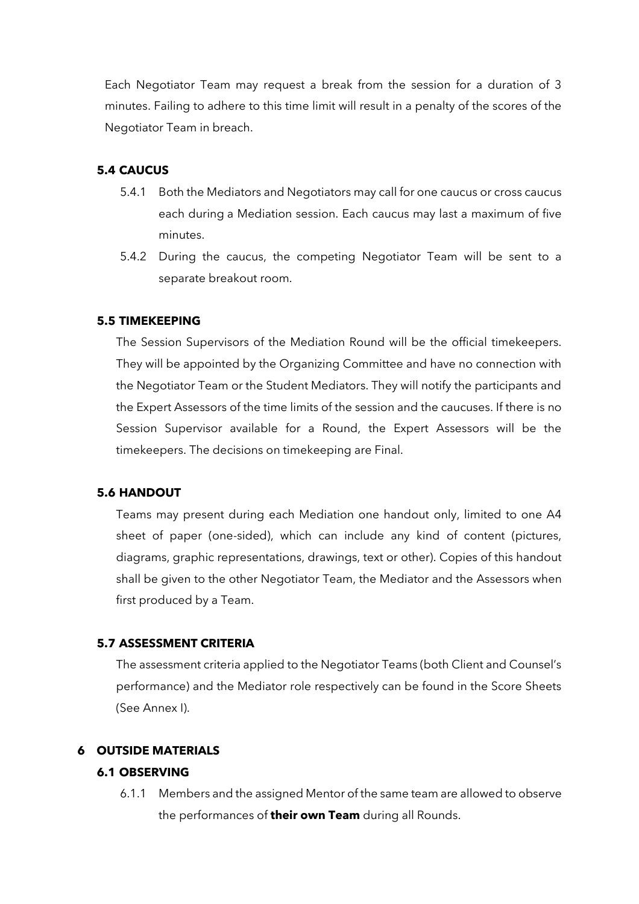Each Negotiator Team may request a break from the session for a duration of 3 minutes. Failing to adhere to this time limit will result in a penalty of the scores of the Negotiator Team in breach.

### 5.4 CAUCUS

5.4.1 Both the Mediators and Negotiators may call for one caucus or cross caucus each during a Mediation session. Each caucus may last a maximum of five minutes.

5.4.2 During the caucus, the competing Negotiator Team will be sent to a separate breakout room.

### 5.5 TIMEKEEPING

The Session Supervisors of the Mediation Round will be the official timekeepers. They will be appointed by the Organizing Committee and have no connection with the Negotiator Team or the Student Mediators. They will notify the participants and the Expert Assessors of the time limits of the session and the caucuses. If there is no Session Supervisor available for a Round, the Expert Assessors will be the timekeepers. The decisions on timekeeping are Final.

### 5.6 HANDOUT

Teams may present during each Mediation one handout only, limited to one A4 sheet of paper (one-sided), which can include any kind of content (pictures, diagrams, graphic representations, drawings, text or other). Copies of this handout shall be given to the other Negotiator Team, the Mediator and the Assessors when first produced by a Team.

### 5.7 ASSESSMENT CRITERIA

The assessment criteria applied to the Negotiator Teams (both Client and Counsel's performance) and the Mediator role respectively can be found in the Score Sheets (See Annex I).

## 6 OUTSIDE MATERIALS

### 6.1 OBSERVING

6.1.1 Members and the assigned Mentor of the same team are allowed to observe the performances of **their own Team** during all Rounds.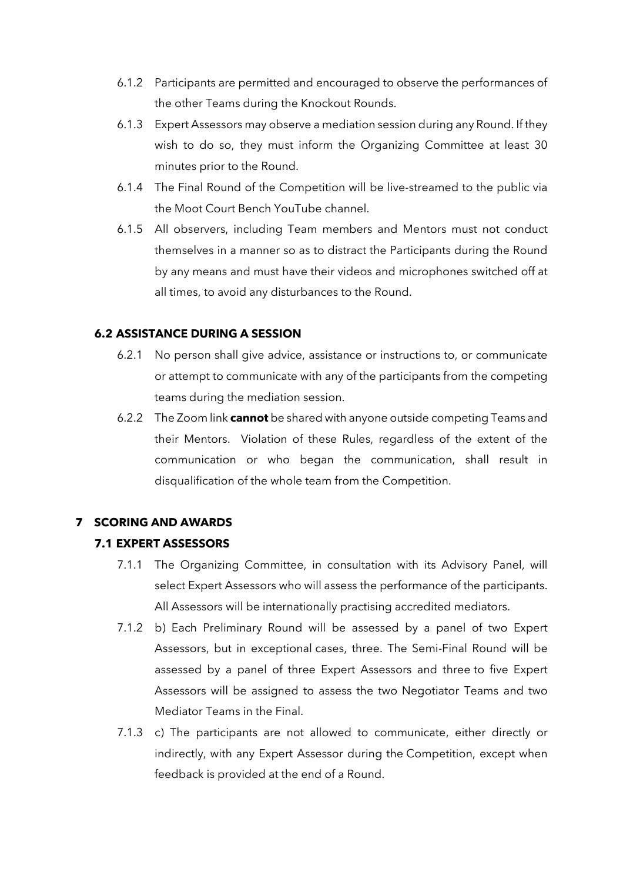6.1.2 Participants are permitted and encouraged to observe the performances of the other Teams during the Knockout Rounds.

6.1.3 Expert Assessors may observe a mediation session during any Round. If they wish to do so, they must inform the Organizing Committee at least 30 minutes prior to the Round.

6.1.4 The Final Round of the Competition will be live-streamed to the public via the Moot Court Bench YouTube channel.

6.1.5 All observers, including Team members and Mentors must not conduct themselves in a manner so as to distract the Participants during the Round by any means and must have their videos and microphones switched off at all times, to avoid any disturbances to the Round.

### 6.2 ASSISTANCE DURING A SESSION

6.2.1 No person shall give advice, assistance or instructions to, or communicate or attempt to communicate with any of the participants from the competing teams during the mediation session.

6.2.2 The Zoom link **cannot** be shared with anyone outside competing Teams and their Mentors. Violation of these Rules, regardless of the extent of the communication or who began the communication, shall result in disqualification of the whole team from the Competition.

## 7 SCORING AND AWARDS

### 7.1 EXPERT ASSESSORS

7.1.1 The Organizing Committee, in consultation with its Advisory Panel, will select Expert Assessors who will assess the performance of the participants. All Assessors will be internationally practising accredited mediators.

7.1.2 b) Each Preliminary Round will be assessed by a panel of two Expert Assessors, but in exceptional cases, three. The Semi-Final Round will be assessed by a panel of three Expert Assessors and three to five Expert Assessors will be assigned to assess the two Negotiator Teams and two Mediator Teams in the Final.

7.1.3 c) The participants are not allowed to communicate, either directly or indirectly, with any Expert Assessor during the Competition, except when feedback is provided at the end of a Round.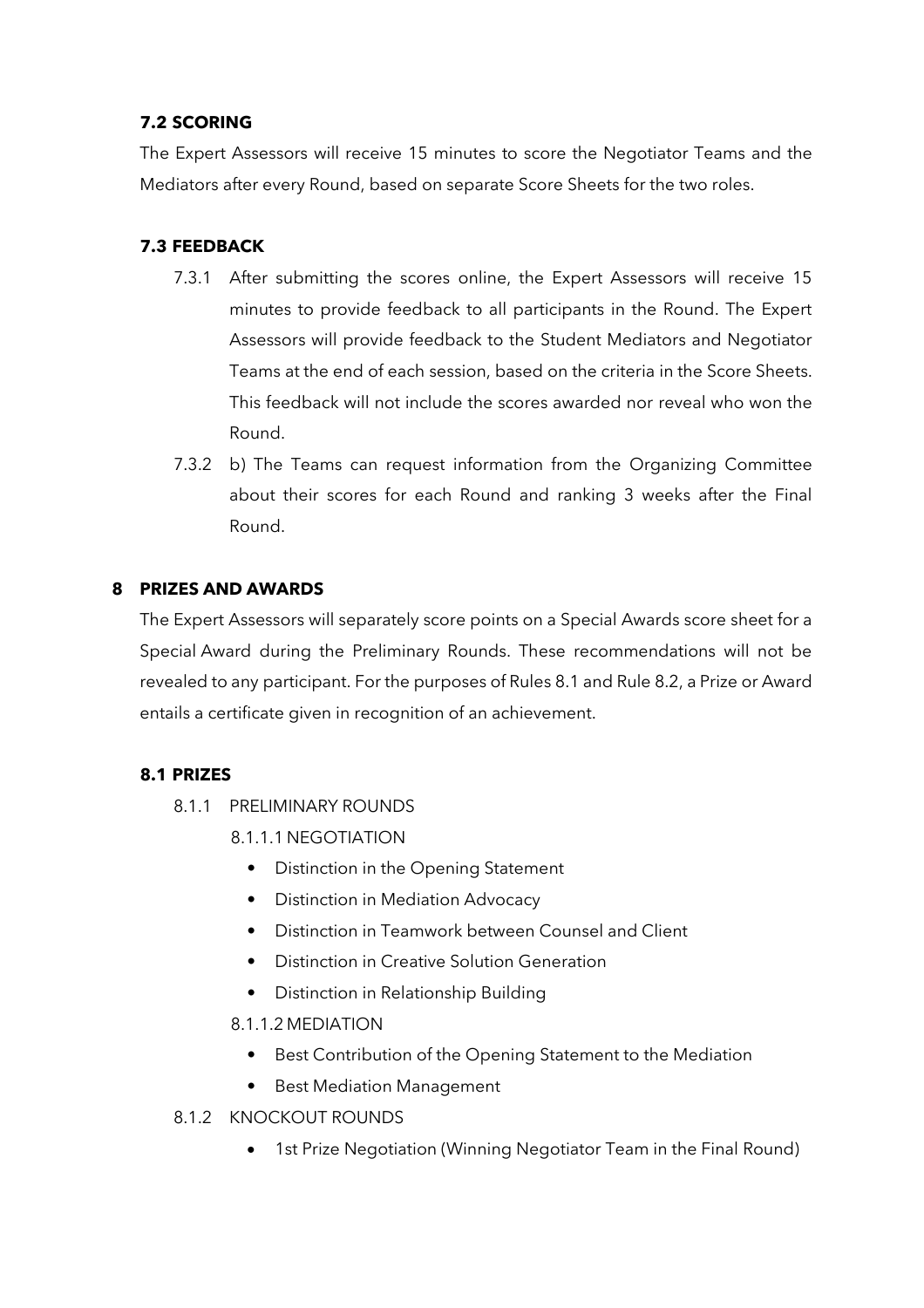### 7.2 SCORING

The Expert Assessors will receive 15 minutes to score the Negotiator Teams and the Mediators after every Round, based on separate Score Sheets for the two roles.

### 7.3 FEEDBACK

7.3.1 After submitting the scores online, the Expert Assessors will receive 15 minutes to provide feedback to all participants in the Round. The Expert Assessors will provide feedback to the Student Mediators and Negotiator Teams at the end of each session, based on the criteria in the Score Sheets. This feedback will not include the scores awarded nor reveal who won the Round.

7.3.2 b) The Teams can request information from the Organizing Committee about their scores for each Round and ranking 3 weeks after the Final Round.

## 8 PRIZES AND AWARDS

The Expert Assessors will separately score points on a Special Awards score sheet for a Special Award during the Preliminary Rounds. These recommendations will not be revealed to any participant. For the purposes of Rules 8.1 and Rule 8.2, a Prize or Award entails a certificate given in recognition of an achievement.

### 8.1 PRIZES

8.1.1 PRELIMINARY ROUNDS

8.1.1.1 NEGOTIATION

- Distinction in the Opening Statement
- Distinction in Mediation Advocacy
- Distinction in Teamwork between Counsel and Client
- Distinction in Creative Solution Generation
- Distinction in Relationship Building

8.1.1.2 MEDIATION

- Best Contribution of the Opening Statement to the Mediation
- Best Mediation Management

8.1.2 KNOCKOUT ROUNDS

- 1st Prize Negotiation (Winning Negotiator Team in the Final Round)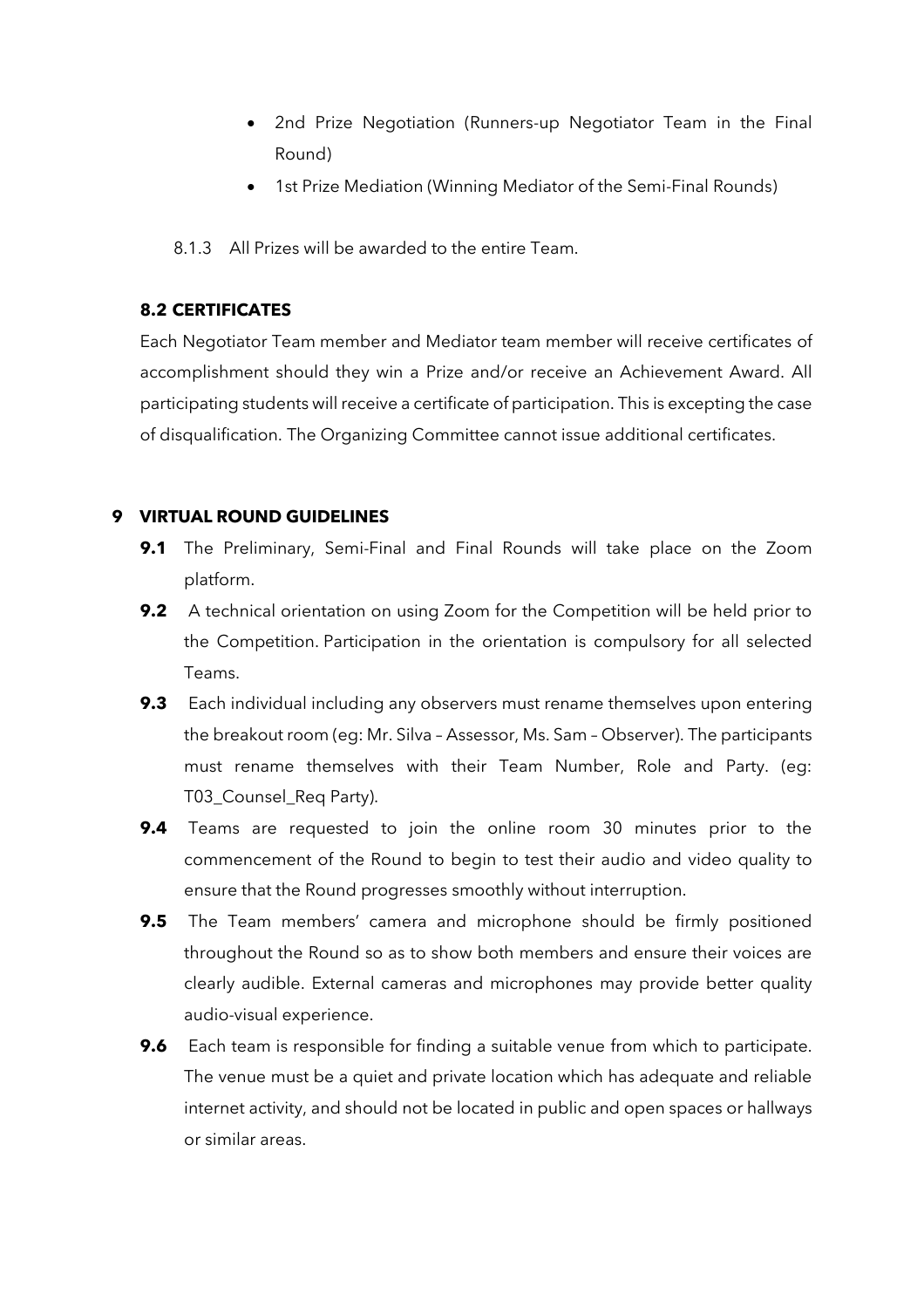- 2nd Prize Negotiation (Runners-up Negotiator Team in the Final Round)
- 1st Prize Mediation (Winning Mediator of the Semi-Final Rounds)

8.1.3 All Prizes will be awarded to the entire Team.

### 8.2 CERTIFICATES

Each Negotiator Team member and Mediator team member will receive certificates of accomplishment should they win a Prize and/or receive an Achievement Award. All participating students will receive a certificate of participation. This is excepting the case of disqualification. The Organizing Committee cannot issue additional certificates.

## 9 VIRTUAL ROUND GUIDELINES

**9.1** The Preliminary, Semi-Final and Final Rounds will take place on the Zoom platform.

**9.2** A technical orientation on using Zoom for the Competition will be held prior to the Competition. Participation in the orientation is compulsory for all selected Teams.

**9.3** Each individual including any observers must rename themselves upon entering the breakout room (eg: Mr. Silva – Assessor, Ms. Sam – Observer). The participants must rename themselves with their Team Number, Role and Party. (eg: T03_Counsel_Req Party).

**9.4** Teams are requested to join the online room 30 minutes prior to the commencement of the Round to begin to test their audio and video quality to ensure that the Round progresses smoothly without interruption.

**9.5** The Team members' camera and microphone should be firmly positioned throughout the Round so as to show both members and ensure their voices are clearly audible. External cameras and microphones may provide better quality audio-visual experience.

**9.6** Each team is responsible for finding a suitable venue from which to participate. The venue must be a quiet and private location which has adequate and reliable internet activity, and should not be located in public and open spaces or hallways or similar areas.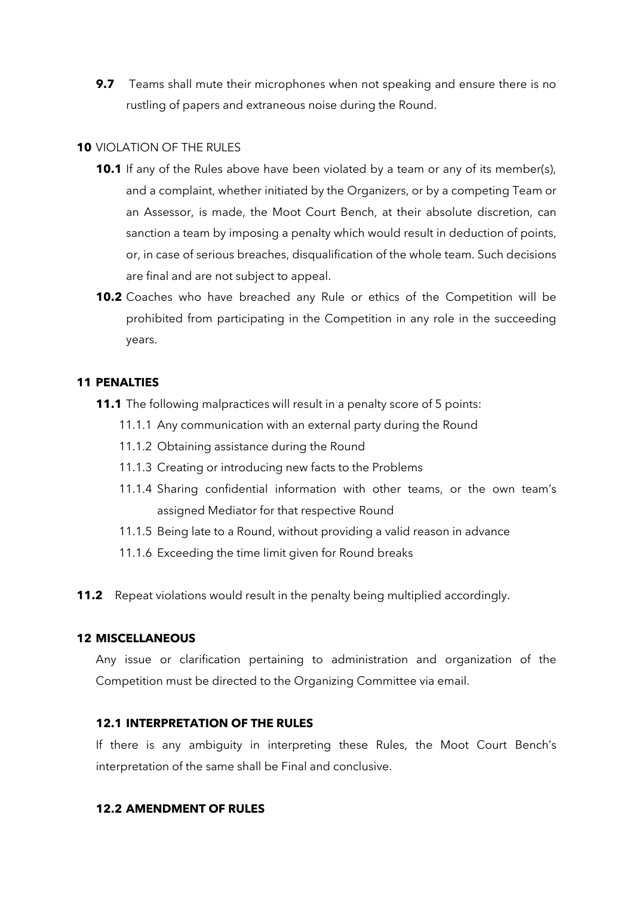**9.7** Teams shall mute their microphones when not speaking and ensure there is no rustling of papers and extraneous noise during the Round.

**10** VIOLATION OF THE RULES

**10.1** If any of the Rules above have been violated by a team or any of its member(s), and a complaint, whether initiated by the Organizers, or by a competing Team or an Assessor, is made, the Moot Court Bench, at their absolute discretion, can sanction a team by imposing a penalty which would result in deduction of points, or, in case of serious breaches, disqualification of the whole team. Such decisions are final and are not subject to appeal.

**10.2** Coaches who have breached any Rule or ethics of the Competition will be prohibited from participating in the Competition in any role in the succeeding years.

## 11 PENALTIES

**11.1** The following malpractices will result in a penalty score of 5 points:

- 11.1.1 Any communication with an external party during the Round
- 11.1.2 Obtaining assistance during the Round
- 11.1.3 Creating or introducing new facts to the Problems
- 11.1.4 Sharing confidential information with other teams, or the own team's assigned Mediator for that respective Round
- 11.1.5 Being late to a Round, without providing a valid reason in advance
- 11.1.6 Exceeding the time limit given for Round breaks

**11.2** Repeat violations would result in the penalty being multiplied accordingly.

## 12 MISCELLANEOUS

Any issue or clarification pertaining to administration and organization of the Competition must be directed to the Organizing Committee via email.

### 12.1 INTERPRETATION OF THE RULES

If there is any ambiguity in interpreting these Rules, the Moot Court Bench's interpretation of the same shall be Final and conclusive.

### 12.2 AMENDMENT OF RULES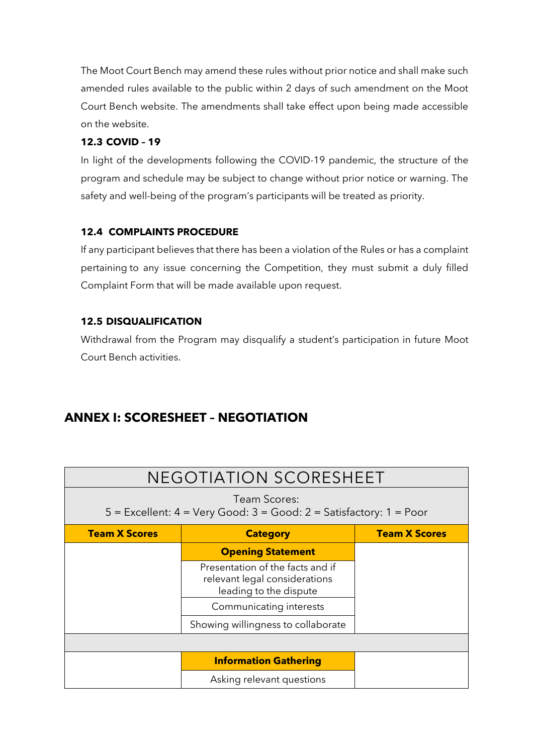The Moot Court Bench may amend these rules without prior notice and shall make such amended rules available to the public within 2 days of such amendment on the Moot Court Bench website. The amendments shall take effect upon being made accessible on the website.

### 12.3 COVID – 19

In light of the developments following the COVID-19 pandemic, the structure of the program and schedule may be subject to change without prior notice or warning. The safety and well-being of the program's participants will be treated as priority.

### 12.4 COMPLAINTS PROCEDURE

If any participant believes that there has been a violation of the Rules or has a complaint pertaining to any issue concerning the Competition, they must submit a duly filled Complaint Form that will be made available upon request.

### 12.5 DISQUALIFICATION

Withdrawal from the Program may disqualify a student's participation in future Moot Court Bench activities.

## ANNEX I: SCORESHEET – NEGOTIATION

| NEGOTIATION SCORESHEET | | |
|---|---|---|
| Team Scores:<br>5 = Excellent: 4 = Very Good: 3 = Good: 2 = Satisfactory: 1 = Poor | | |
| **Team X Scores** | **Category** | **Team X Scores** |
| | **Opening Statement** | |
| | Presentation of the facts and if relevant legal considerations leading to the dispute | |
| | Communicating interests | |
| | Showing willingness to collaborate | |
| | | |
| | **Information Gathering** | |
| | Asking relevant questions | |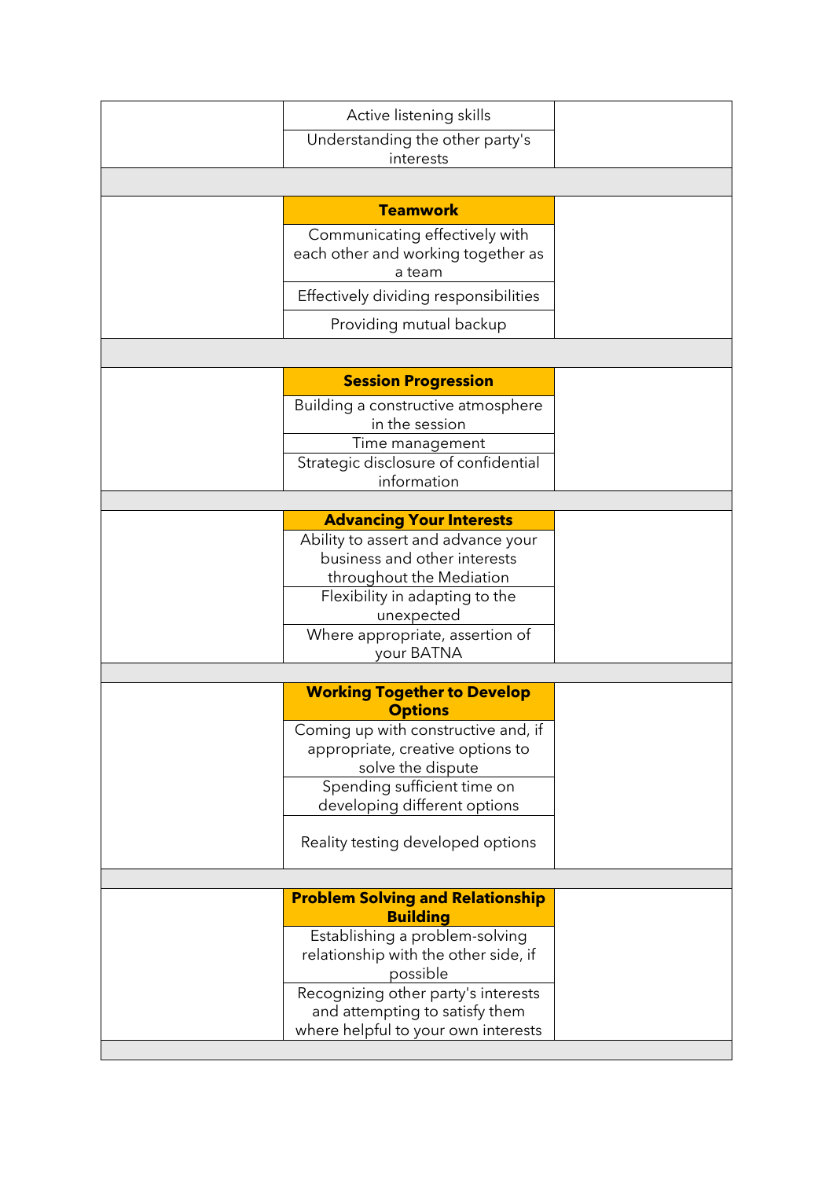| | | |
|---|---|---|
| | Active listening skills | |
| | Understanding the other party's interests | |
| | | |
| | **Teamwork** | |
| | Communicating effectively with each other and working together as a team | |
| | Effectively dividing responsibilities | |
| | Providing mutual backup | |
| | | |
| | **Session Progression** | |
| | Building a constructive atmosphere in the session | |
| | Time management | |
| | Strategic disclosure of confidential information | |
| | | |
| | **Advancing Your Interests** | |
| | Ability to assert and advance your business and other interests throughout the Mediation | |
| | Flexibility in adapting to the unexpected | |
| | Where appropriate, assertion of your BATNA | |
| | | |
| | **Working Together to Develop Options** | |
| | Coming up with constructive and, if appropriate, creative options to solve the dispute | |
| | Spending sufficient time on developing different options | |
| | Reality testing developed options | |
| | | |
| | **Problem Solving and Relationship Building** | |
| | Establishing a problem-solving relationship with the other side, if possible | |
| | Recognizing other party's interests and attempting to satisfy them where helpful to your own interests | |
| | | |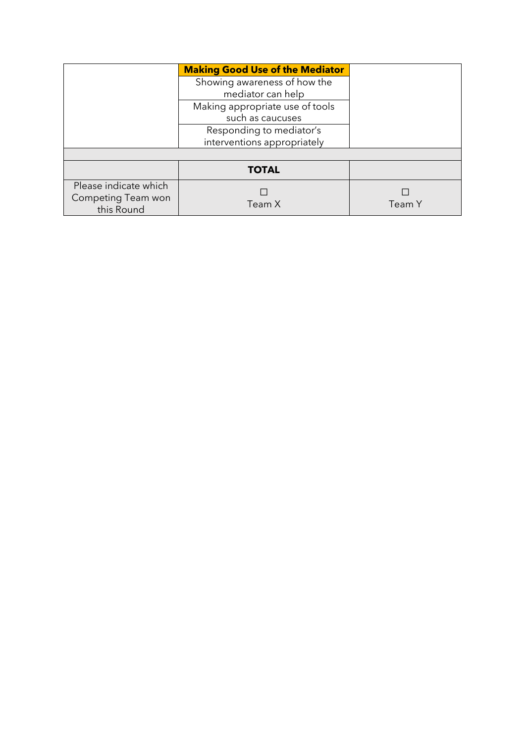|  | **Making Good Use of the Mediator** |  |
|---|---|---|
|  | Showing awareness of how the mediator can help |  |
|  | Making appropriate use of tools such as caucuses |  |
|  | Responding to mediator's interventions appropriately |  |
|  |  |  |
|  | **TOTAL** |  |
| Please indicate which Competing Team won this Round | ☐ Team X | ☐ Team Y |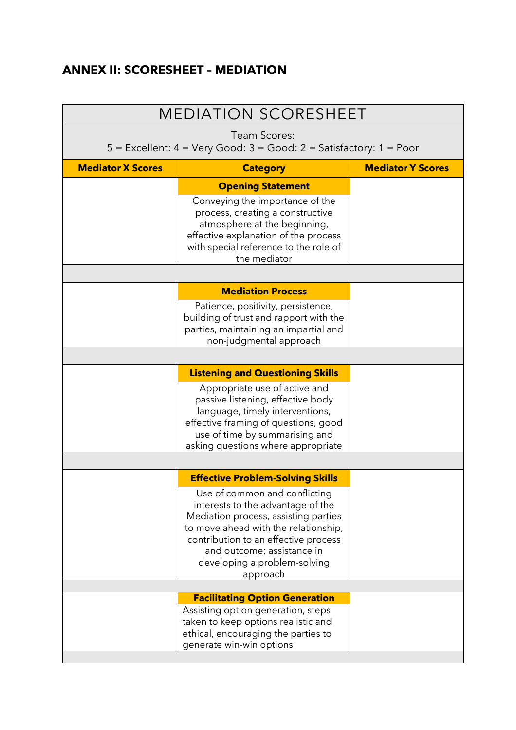## ANNEX II: SCORESHEET – MEDIATION

| MEDIATION SCORESHEET | | |
|---|---|---|
| Team Scores:<br>5 = Excellent: 4 = Very Good: 3 = Good: 2 = Satisfactory: 1 = Poor | | |
| **Mediator X Scores** | **Category** | **Mediator Y Scores** |
| | **Opening Statement**<br>Conveying the importance of the process, creating a constructive atmosphere at the beginning, effective explanation of the process with special reference to the role of the mediator | |
| | | |
| | **Mediation Process**<br>Patience, positivity, persistence, building of trust and rapport with the parties, maintaining an impartial and non-judgmental approach | |
| | | |
| | **Listening and Questioning Skills**<br>Appropriate use of active and passive listening, effective body language, timely interventions, effective framing of questions, good use of time by summarising and asking questions where appropriate | |
| | | |
| | **Effective Problem-Solving Skills**<br>Use of common and conflicting interests to the advantage of the Mediation process, assisting parties to move ahead with the relationship, contribution to an effective process and outcome; assistance in developing a problem-solving approach | |
| | | |
| | **Facilitating Option Generation**<br>Assisting option generation, steps taken to keep options realistic and ethical, encouraging the parties to generate win-win options | |
| | | |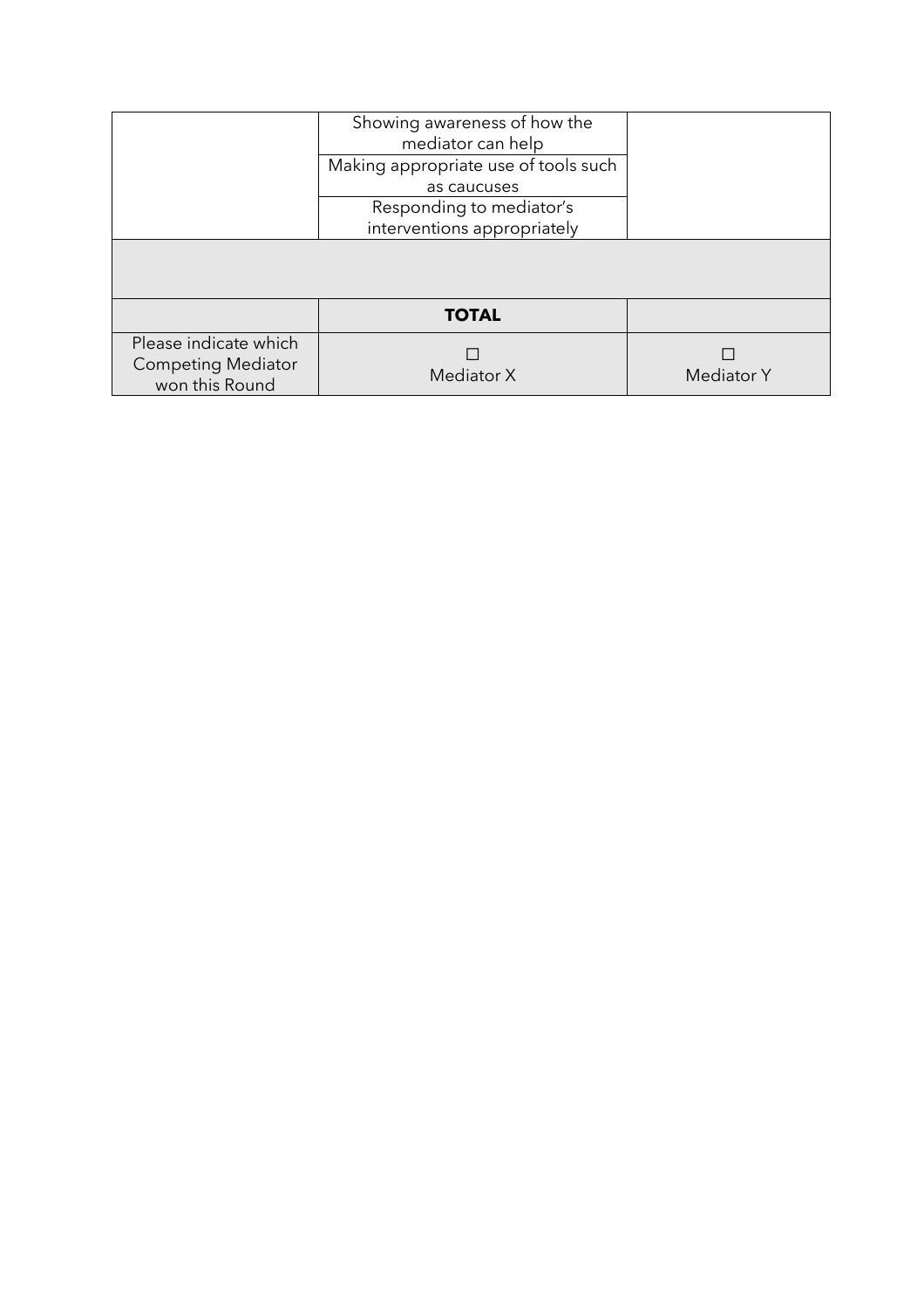| | | |
|---|---|---|
| | Showing awareness of how the mediator can help | |
| | Making appropriate use of tools such as caucuses | |
| | Responding to mediator's interventions appropriately | |
| | | |
| | **TOTAL** | |
| Please indicate which Competing Mediator won this Round | ☐ Mediator X | ☐ Mediator Y |